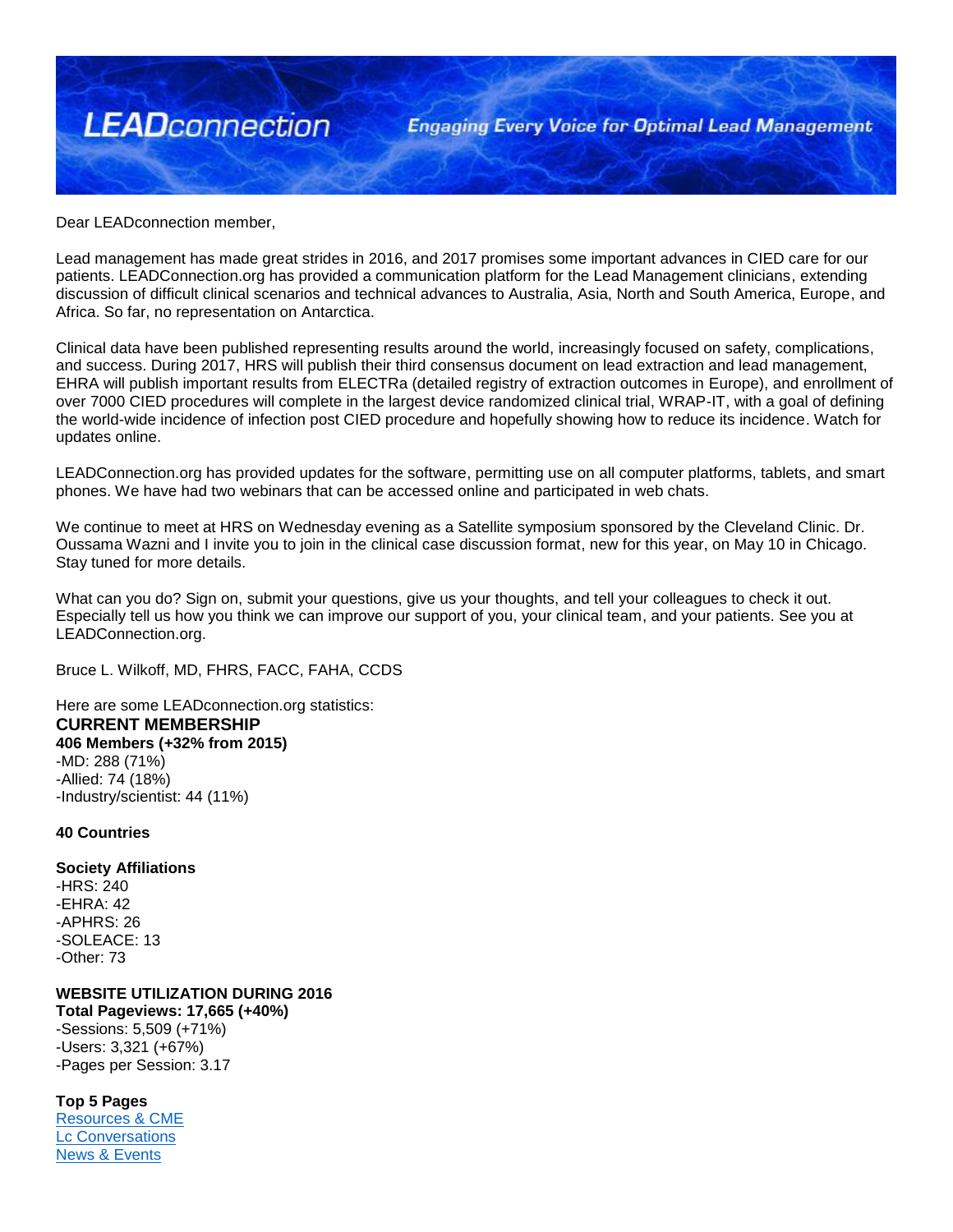LEADconnection

*Engaging Every Voice for Optimal Lead Management*

Dear LEADconnection member,

Lead management has made great strides in 2016, and 2017 promises some important advances in CIED care for our patients. LEADConnection.org has provided a communication platform for the Lead Management clinicians, extending discussion of difficult clinical scenarios and technical advances to Australia, Asia, North and South America, Europe, and Africa. So far, no representation on Antarctica.

Clinical data have been published representing results around the world, increasingly focused on safety, complications, and success. During 2017, HRS will publish their third consensus document on lead extraction and lead management, EHRA will publish important results from ELECTRa (detailed registry of extraction outcomes in Europe), and enrollment of over 7000 CIED procedures will complete in the largest device randomized clinical trial, WRAP-IT, with a goal of defining the world-wide incidence of infection post CIED procedure and hopefully showing how to reduce its incidence. Watch for updates online.

LEADConnection.org has provided updates for the software, permitting use on all computer platforms, tablets, and smart phones. We have had two webinars that can be accessed online and participated in web chats.

We continue to meet at HRS on Wednesday evening as a Satellite symposium sponsored by the Cleveland Clinic. Dr. Oussama Wazni and I invite you to join in the clinical case discussion format, new for this year, on May 10 in Chicago. Stay tuned for more details.

What can you do? Sign on, submit your questions, give us your thoughts, and tell your colleagues to check it out. Especially tell us how you think we can improve our support of you, your clinical team, and your patients. See you at LEADConnection.org.

Bruce L. Wilkoff, MD, FHRS, FACC, FAHA, CCDS

Here are some LEADconnection.org statistics:

## CURRENT MEMBERSHIP

**406 Members (+32% from 2015)**

-MD: 288 (71%)
-Allied: 74 (18%)
-Industry/scientist: 44 (11%)

**40 Countries**

**Society Affiliations**

-HRS: 240
-EHRA: 42
-APHRS: 26
-SOLEACE: 13
-Other: 73

**WEBSITE UTILIZATION DURING 2016**

**Total Pageviews: 17,665 (+40%)**

-Sessions: 5,509 (+71%)
-Users: 3,321 (+67%)
-Pages per Session: 3.17

**Top 5 Pages**

Resources & CME
Lc Conversations
News & Events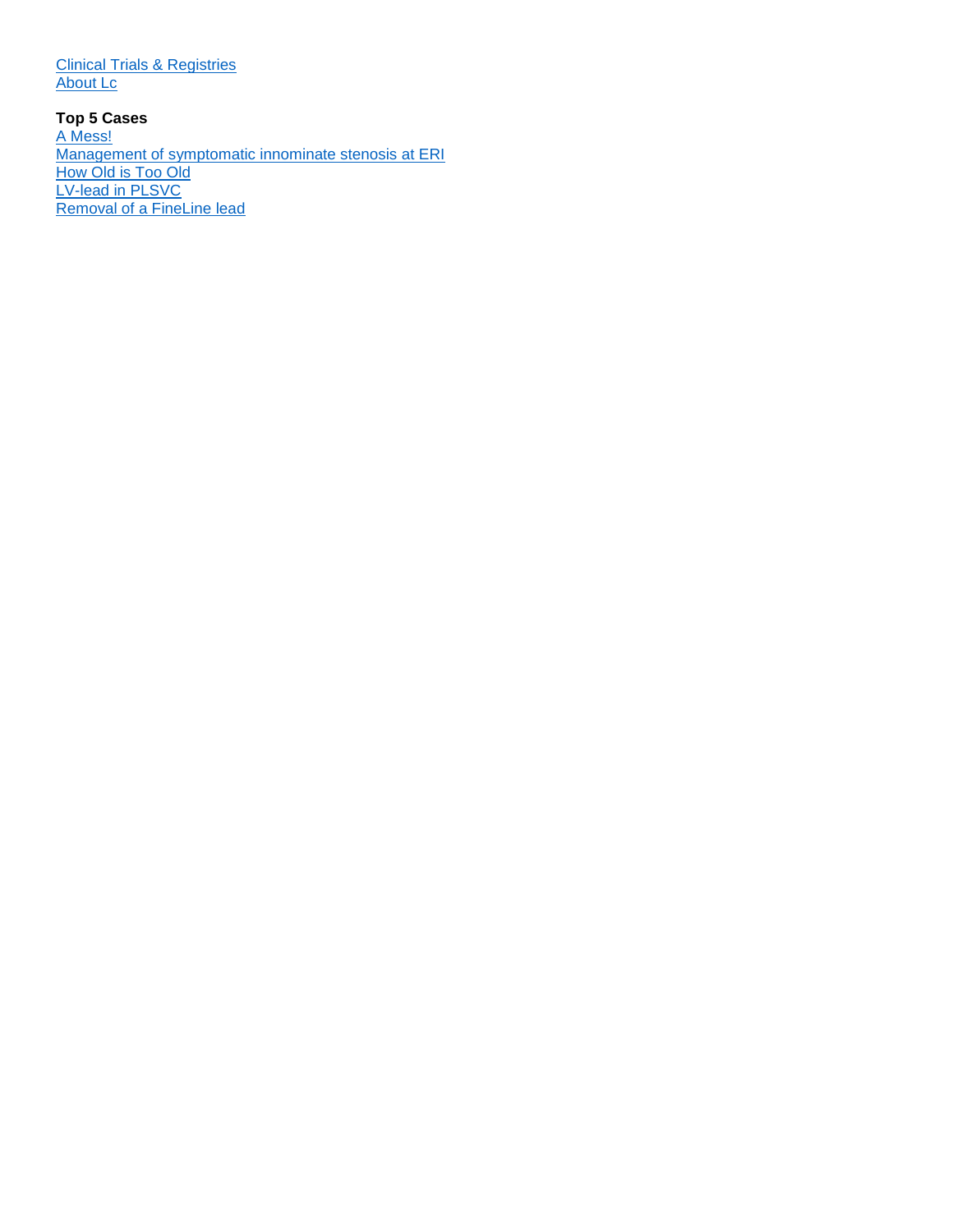[Clinical Trials & Registries]
[About Lc]

**Top 5 Cases**

[A Mess!]
[Management of symptomatic innominate stenosis at ERI]
[How Old is Too Old]
[LV-lead in PLSVC]
[Removal of a FineLine lead]